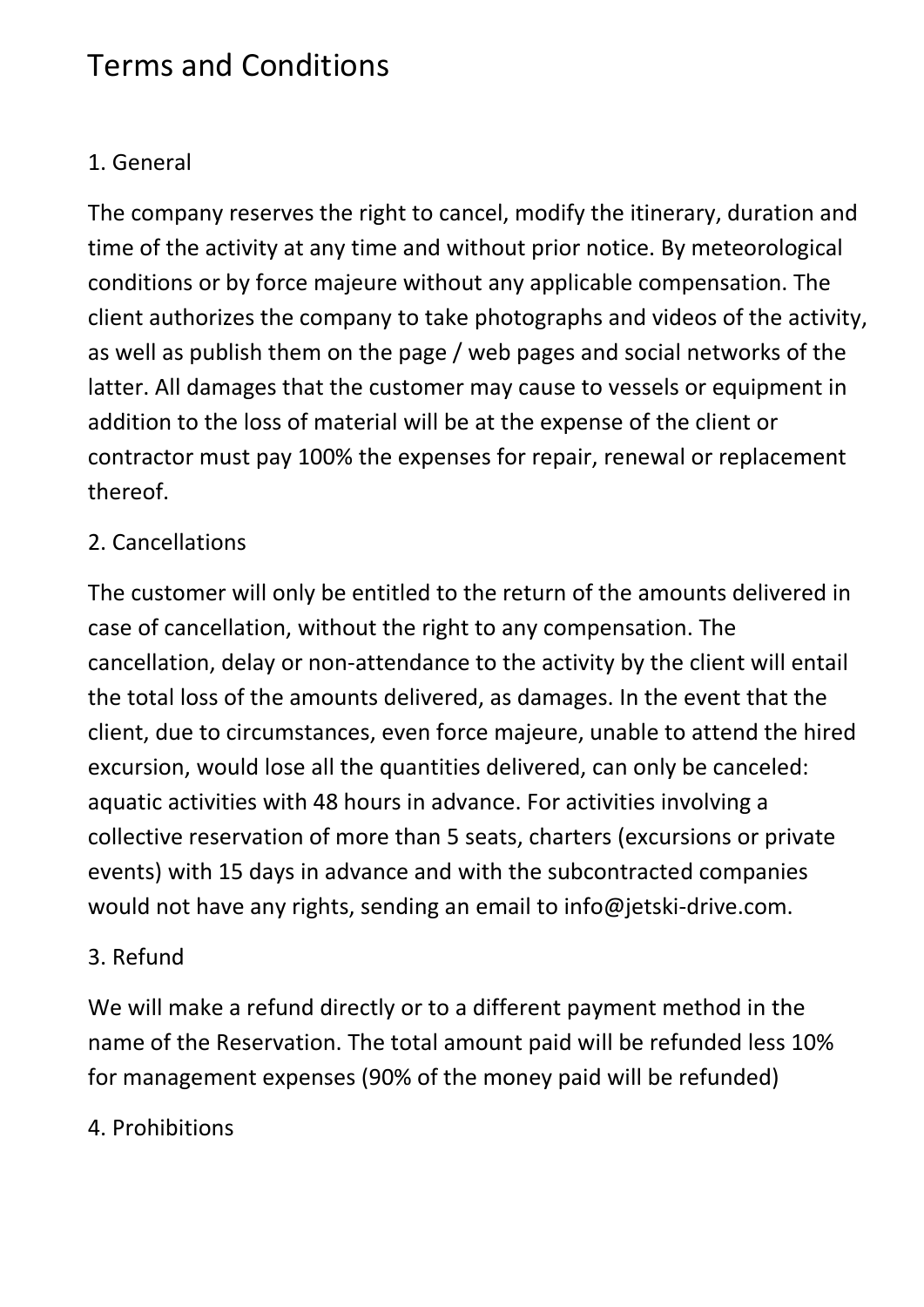# Terms and Conditions

## 1. General

The company reserves the right to cancel, modify the itinerary, duration and time of the activity at any time and without prior notice. By meteorological conditions or by force majeure without any applicable compensation. The client authorizes the company to take photographs and videos of the activity, as well as publish them on the page / web pages and social networks of the latter. All damages that the customer may cause to vessels or equipment in addition to the loss of material will be at the expense of the client or contractor must pay 100% the expenses for repair, renewal or replacement thereof.

## 2. Cancellations

The customer will only be entitled to the return of the amounts delivered in case of cancellation, without the right to any compensation. The cancellation, delay or non-attendance to the activity by the client will entail the total loss of the amounts delivered, as damages. In the event that the client, due to circumstances, even force majeure, unable to attend the hired excursion, would lose all the quantities delivered, can only be canceled: aquatic activities with 48 hours in advance. For activities involving a collective reservation of more than 5 seats, charters (excursions or private events) with 15 days in advance and with the subcontracted companies would not have any rights, sending an email to info@jetski-drive.com.

## 3. Refund

We will make a refund directly or to a different payment method in the name of the Reservation. The total amount paid will be refunded less 10% for management expenses (90% of the money paid will be refunded)

## 4. Prohibitions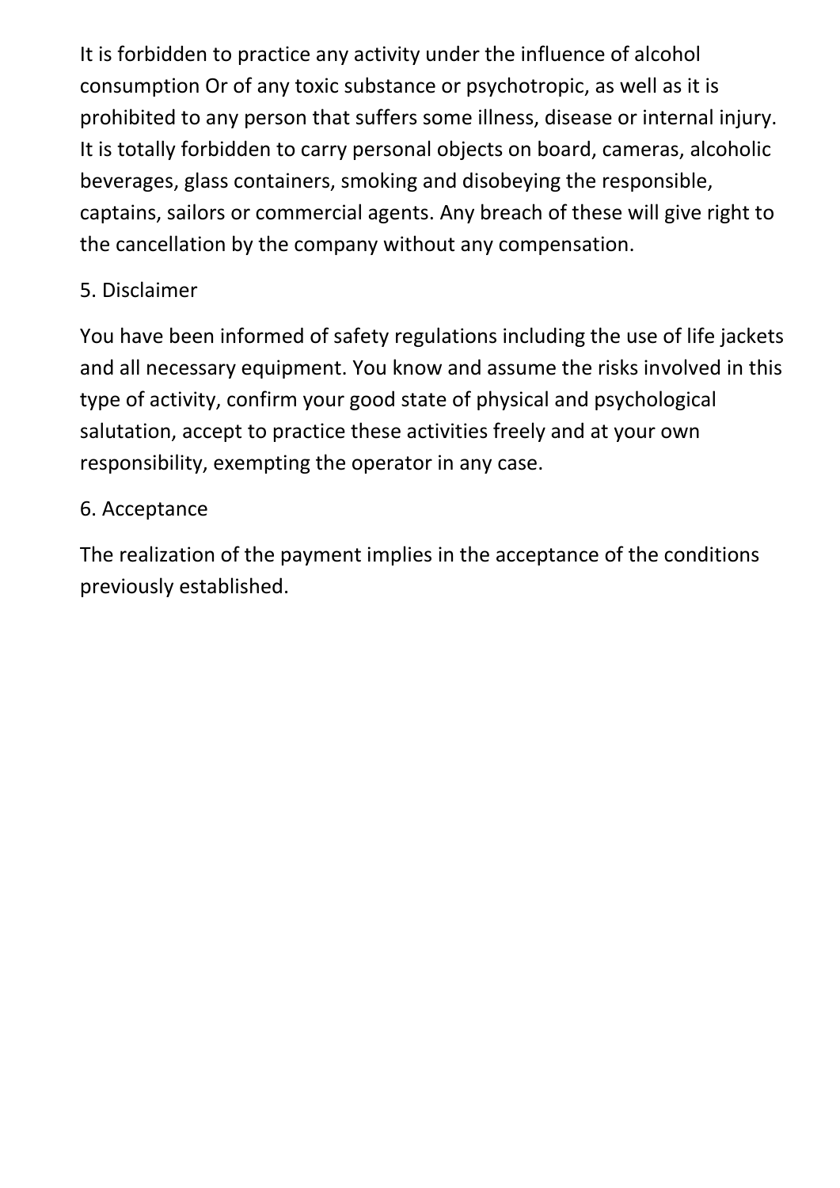It is forbidden to practice any activity under the influence of alcohol consumption Or of any toxic substance or psychotropic, as well as it is prohibited to any person that suffers some illness, disease or internal injury. It is totally forbidden to carry personal objects on board, cameras, alcoholic beverages, glass containers, smoking and disobeying the responsible, captains, sailors or commercial agents. Any breach of these will give right to the cancellation by the company without any compensation.

## 5. Disclaimer

You have been informed of safety regulations including the use of life jackets and all necessary equipment. You know and assume the risks involved in this type of activity, confirm your good state of physical and psychological salutation, accept to practice these activities freely and at your own responsibility, exempting the operator in any case.

## 6. Acceptance

The realization of the payment implies in the acceptance of the conditions previously established.